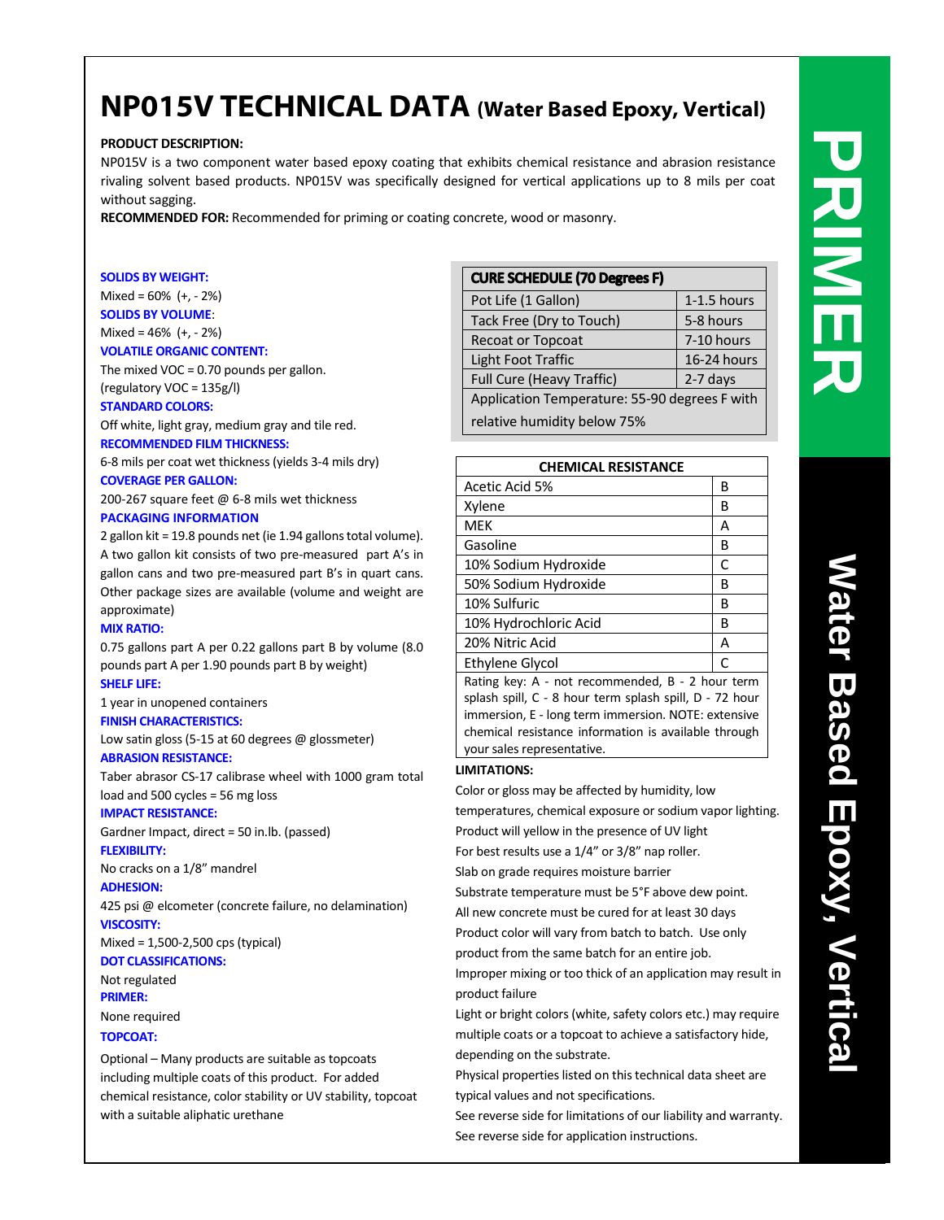# NP015V TECHNICAL DATA (Water Based Epoxy, Vertical)

**PRODUCT DESCRIPTION:**
NP015V is a two component water based epoxy coating that exhibits chemical resistance and abrasion resistance rivaling solvent based products. NP015V was specifically designed for vertical applications up to 8 mils per coat without sagging.

**RECOMMENDED FOR:** Recommended for priming or coating concrete, wood or masonry.

**SOLIDS BY WEIGHT:**
Mixed = 60% (+, - 2%)

**SOLIDS BY VOLUME:**
Mixed = 46% (+, - 2%)

**VOLATILE ORGANIC CONTENT:**
The mixed VOC = 0.70 pounds per gallon.
(regulatory VOC = 135g/l)

**STANDARD COLORS:**
Off white, light gray, medium gray and tile red.

**RECOMMENDED FILM THICKNESS:**
6-8 mils per coat wet thickness (yields 3-4 mils dry)

**COVERAGE PER GALLON:**
200-267 square feet @ 6-8 mils wet thickness

**PACKAGING INFORMATION**
2 gallon kit = 19.8 pounds net (ie 1.94 gallons total volume). A two gallon kit consists of two pre-measured part A's in gallon cans and two pre-measured part B's in quart cans. Other package sizes are available (volume and weight are approximate)

**MIX RATIO:**
0.75 gallons part A per 0.22 gallons part B by volume (8.0 pounds part A per 1.90 pounds part B by weight)

**SHELF LIFE:**
1 year in unopened containers

**FINISH CHARACTERISTICS:**
Low satin gloss (5-15 at 60 degrees @ glossmeter)

**ABRASION RESISTANCE:**
Taber abrasor CS-17 calibrase wheel with 1000 gram total load and 500 cycles = 56 mg loss

**IMPACT RESISTANCE:**
Gardner Impact, direct = 50 in.lb. (passed)

**FLEXIBILITY:**
No cracks on a 1/8" mandrel

**ADHESION:**
425 psi @ elcometer (concrete failure, no delamination)

**VISCOSITY:**
Mixed = 1,500-2,500 cps (typical)

**DOT CLASSIFICATIONS:**
Not regulated

**PRIMER:**
None required

**TOPCOAT:**
Optional – Many products are suitable as topcoats including multiple coats of this product. For added chemical resistance, color stability or UV stability, topcoat with a suitable aliphatic urethane

| CURE SCHEDULE (70 Degrees F) | |
|---|---|
| Pot Life (1 Gallon) | 1-1.5 hours |
| Tack Free (Dry to Touch) | 5-8 hours |
| Recoat or Topcoat | 7-10 hours |
| Light Foot Traffic | 16-24 hours |
| Full Cure (Heavy Traffic) | 2-7 days |
| Application Temperature: 55-90 degrees F with relative humidity below 75% | |

| CHEMICAL RESISTANCE | |
|---|---|
| Acetic Acid 5% | B |
| Xylene | B |
| MEK | A |
| Gasoline | B |
| 10% Sodium Hydroxide | C |
| 50% Sodium Hydroxide | B |
| 10% Sulfuric | B |
| 10% Hydrochloric Acid | B |
| 20% Nitric Acid | A |
| Ethylene Glycol | C |

Rating key: A - not recommended, B - 2 hour term splash spill, C - 8 hour term splash spill, D - 72 hour immersion, E - long term immersion. NOTE: extensive chemical resistance information is available through your sales representative.

**LIMITATIONS:**

Color or gloss may be affected by humidity, low temperatures, chemical exposure or sodium vapor lighting.
Product will yellow in the presence of UV light
For best results use a 1/4" or 3/8" nap roller.
Slab on grade requires moisture barrier
Substrate temperature must be 5°F above dew point.
All new concrete must be cured for at least 30 days
Product color will vary from batch to batch. Use only product from the same batch for an entire job.
Improper mixing or too thick of an application may result in product failure
Light or bright colors (white, safety colors etc.) may require multiple coats or a topcoat to achieve a satisfactory hide, depending on the substrate.
Physical properties listed on this technical data sheet are typical values and not specifications.
See reverse side for limitations of our liability and warranty.
See reverse side for application instructions.

PRIMER

Water Based Epoxy, Vertical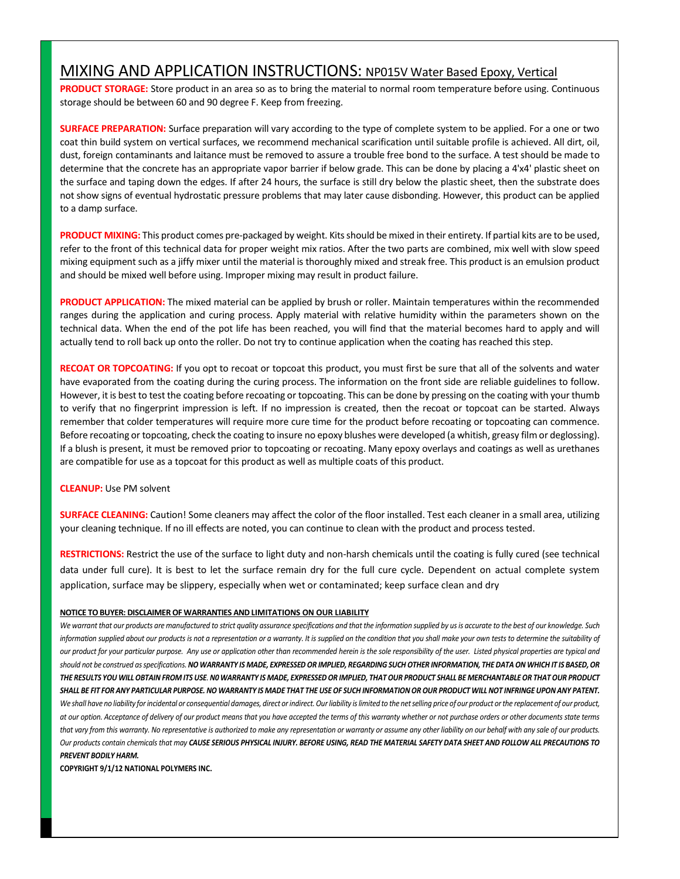# MIXING AND APPLICATION INSTRUCTIONS: NP015V Water Based Epoxy, Vertical

**PRODUCT STORAGE:** Store product in an area so as to bring the material to normal room temperature before using. Continuous storage should be between 60 and 90 degree F. Keep from freezing.

**SURFACE PREPARATION:** Surface preparation will vary according to the type of complete system to be applied. For a one or two coat thin build system on vertical surfaces, we recommend mechanical scarification until suitable profile is achieved. All dirt, oil, dust, foreign contaminants and laitance must be removed to assure a trouble free bond to the surface. A test should be made to determine that the concrete has an appropriate vapor barrier if below grade. This can be done by placing a 4'x4' plastic sheet on the surface and taping down the edges. If after 24 hours, the surface is still dry below the plastic sheet, then the substrate does not show signs of eventual hydrostatic pressure problems that may later cause disbonding. However, this product can be applied to a damp surface.

**PRODUCT MIXING:** This product comes pre-packaged by weight. Kits should be mixed in their entirety. If partial kits are to be used, refer to the front of this technical data for proper weight mix ratios. After the two parts are combined, mix well with slow speed mixing equipment such as a jiffy mixer until the material is thoroughly mixed and streak free. This product is an emulsion product and should be mixed well before using. Improper mixing may result in product failure.

**PRODUCT APPLICATION:** The mixed material can be applied by brush or roller. Maintain temperatures within the recommended ranges during the application and curing process. Apply material with relative humidity within the parameters shown on the technical data. When the end of the pot life has been reached, you will find that the material becomes hard to apply and will actually tend to roll back up onto the roller. Do not try to continue application when the coating has reached this step.

**RECOAT OR TOPCOATING:** If you opt to recoat or topcoat this product, you must first be sure that all of the solvents and water have evaporated from the coating during the curing process. The information on the front side are reliable guidelines to follow. However, it is best to test the coating before recoating or topcoating. This can be done by pressing on the coating with your thumb to verify that no fingerprint impression is left. If no impression is created, then the recoat or topcoat can be started. Always remember that colder temperatures will require more cure time for the product before recoating or topcoating can commence. Before recoating or topcoating, check the coating to insure no epoxy blushes were developed (a whitish, greasy film or deglossing). If a blush is present, it must be removed prior to topcoating or recoating. Many epoxy overlays and coatings as well as urethanes are compatible for use as a topcoat for this product as well as multiple coats of this product.

**CLEANUP:** Use PM solvent

**SURFACE CLEANING:** Caution! Some cleaners may affect the color of the floor installed. Test each cleaner in a small area, utilizing your cleaning technique. If no ill effects are noted, you can continue to clean with the product and process tested.

**RESTRICTIONS:** Restrict the use of the surface to light duty and non-harsh chemicals until the coating is fully cured (see technical data under full cure). It is best to let the surface remain dry for the full cure cycle. Dependent on actual complete system application, surface may be slippery, especially when wet or contaminated; keep surface clean and dry

**NOTICE TO BUYER: DISCLAIMER OF WARRANTIES AND LIMITATIONS ON OUR LIABILITY**

*We warrant that our products are manufactured to strict quality assurance specifications and that the information supplied by us is accurate to the best of our knowledge. Such information supplied about our products is not a representation or a warranty. It is supplied on the condition that you shall make your own tests to determine the suitability of our product for your particular purpose. Any use or application other than recommended herein is the sole responsibility of the user. Listed physical properties are typical and should not be construed as specifications.* ***NO WARRANTY IS MADE, EXPRESSED OR IMPLIED, REGARDING SUCH OTHER INFORMATION, THE DATA ON WHICH IT IS BASED, OR THE RESULTS YOU WILL OBTAIN FROM ITS USE. N0 WARRANTY IS MADE, EXPRESSED OR IMPLIED, THAT OUR PRODUCT SHALL BE MERCHANTABLE OR THAT OUR PRODUCT SHALL BE FIT FOR ANY PARTICULAR PURPOSE. NO WARRANTY IS MADE THAT THE USE OF SUCH INFORMATION OR OUR PRODUCT WILL NOT INFRINGE UPON ANY PATENT.*** *We shall have no liability for incidental or consequential damages, direct or indirect. Our liability is limited to the net selling price of our product or the replacement of our product, at our option. Acceptance of delivery of our product means that you have accepted the terms of this warranty whether or not purchase orders or other documents state terms that vary from this warranty. No representative is authorized to make any representation or warranty or assume any other liability on our behalf with any sale of our products. Our products contain chemicals that may* ***CAUSE SERIOUS PHYSICAL INJURY. BEFORE USING, READ THE MATERIAL SAFETY DATA SHEET AND FOLLOW ALL PRECAUTIONS TO PREVENT BODILY HARM.***

**COPYRIGHT 9/1/12 NATIONAL POLYMERS INC.**